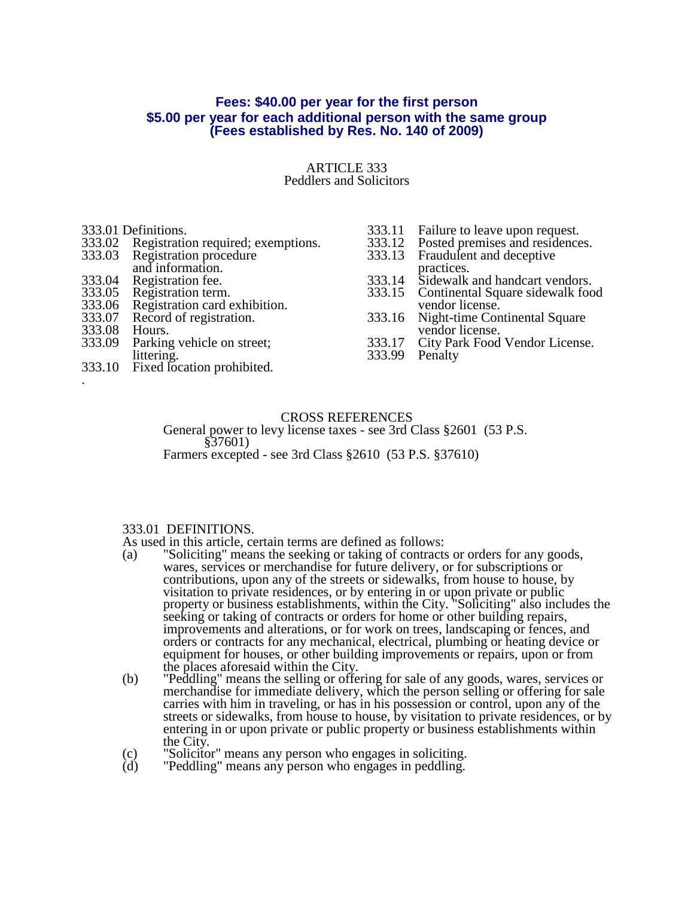**Fees: $40.00 per year for the first person**
**$5.00 per year for each additional person with the same group**
**(Fees established by Res. No. 140 of 2009)**

# ARTICLE 333
## Peddlers and Solicitors

333.01 Definitions.
333.02 Registration required; exemptions.
333.03 Registration procedure and information.
333.04 Registration fee.
333.05 Registration term.
333.06 Registration card exhibition.
333.07 Record of registration.
333.08 Hours.
333.09 Parking vehicle on street; littering.
333.10 Fixed location prohibited.
333.11 Failure to leave upon request.
333.12 Posted premises and residences.
333.13 Fraudulent and deceptive practices.
333.14 Sidewalk and handcart vendors.
333.15 Continental Square sidewalk food vendor license.
333.16 Night-time Continental Square vendor license.
333.17 City Park Food Vendor License.
333.99 Penalty

.

CROSS REFERENCES

General power to levy license taxes - see 3rd Class §2601 (53 P.S. §37601)

Farmers excepted - see 3rd Class §2610 (53 P.S. §37610)

### 333.01 DEFINITIONS.

As used in this article, certain terms are defined as follows:

(a) "Soliciting" means the seeking or taking of contracts or orders for any goods, wares, services or merchandise for future delivery, or for subscriptions or contributions, upon any of the streets or sidewalks, from house to house, by visitation to private residences, or by entering in or upon private or public property or business establishments, within the City. "Soliciting" also includes the seeking or taking of contracts or orders for home or other building repairs, improvements and alterations, or for work on trees, landscaping or fences, and orders or contracts for any mechanical, electrical, plumbing or heating device or equipment for houses, or other building improvements or repairs, upon or from the places aforesaid within the City.

(b) "Peddling" means the selling or offering for sale of any goods, wares, services or merchandise for immediate delivery, which the person selling or offering for sale carries with him in traveling, or has in his possession or control, upon any of the streets or sidewalks, from house to house, by visitation to private residences, or by entering in or upon private or public property or business establishments within the City.

(c) "Solicitor" means any person who engages in soliciting.

(d) "Peddling" means any person who engages in peddling.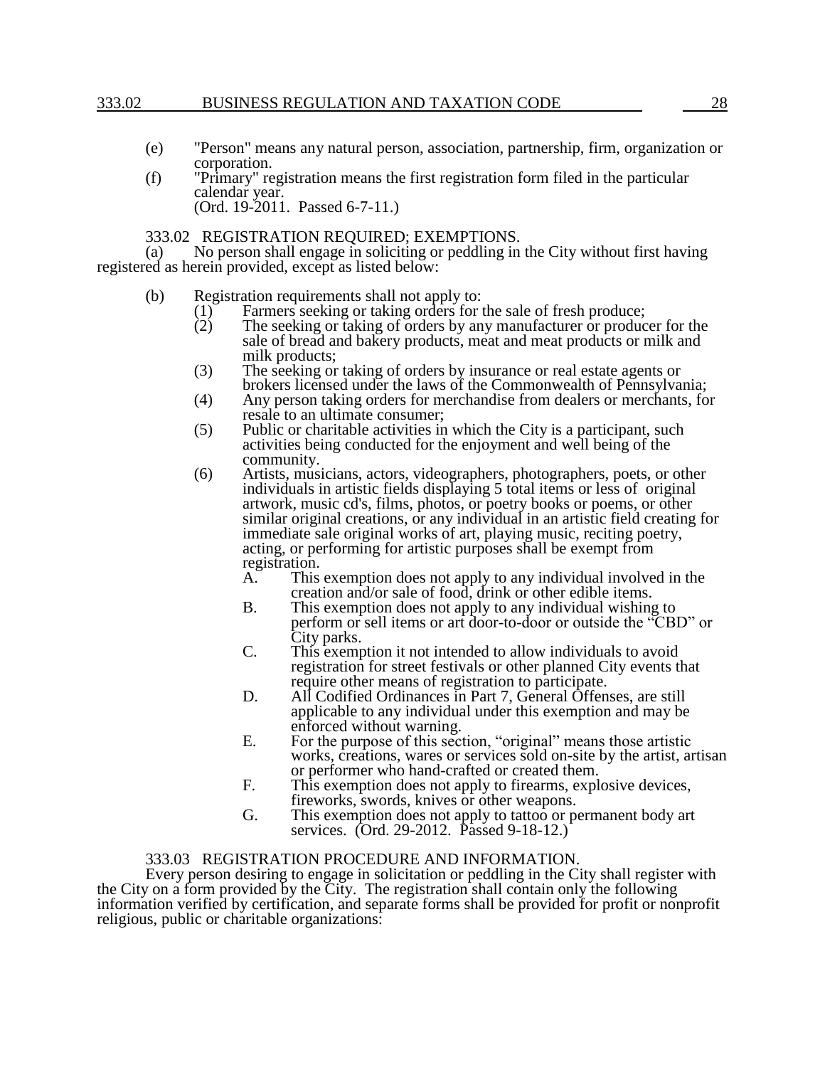(e) "Person" means any natural person, association, partnership, firm, organization or corporation.

(f) "Primary" registration means the first registration form filed in the particular calendar year.
(Ord. 19-2011. Passed 6-7-11.)

### 333.02 REGISTRATION REQUIRED; EXEMPTIONS.

(a) No person shall engage in soliciting or peddling in the City without first having registered as herein provided, except as listed below:

(b) Registration requirements shall not apply to:

(1) Farmers seeking or taking orders for the sale of fresh produce;

(2) The seeking or taking of orders by any manufacturer or producer for the sale of bread and bakery products, meat and meat products or milk and milk products;

(3) The seeking or taking of orders by insurance or real estate agents or brokers licensed under the laws of the Commonwealth of Pennsylvania;

(4) Any person taking orders for merchandise from dealers or merchants, for resale to an ultimate consumer;

(5) Public or charitable activities in which the City is a participant, such activities being conducted for the enjoyment and well being of the community.

(6) Artists, musicians, actors, videographers, photographers, poets, or other individuals in artistic fields displaying 5 total items or less of original artwork, music cd's, films, photos, or poetry books or poems, or other similar original creations, or any individual in an artistic field creating for immediate sale original works of art, playing music, reciting poetry, acting, or performing for artistic purposes shall be exempt from registration.

A. This exemption does not apply to any individual involved in the creation and/or sale of food, drink or other edible items.

B. This exemption does not apply to any individual wishing to perform or sell items or art door-to-door or outside the "CBD" or City parks.

C. This exemption it not intended to allow individuals to avoid registration for street festivals or other planned City events that require other means of registration to participate.

D. All Codified Ordinances in Part 7, General Offenses, are still applicable to any individual under this exemption and may be enforced without warning.

E. For the purpose of this section, "original" means those artistic works, creations, wares or services sold on-site by the artist, artisan or performer who hand-crafted or created them.

F. This exemption does not apply to firearms, explosive devices, fireworks, swords, knives or other weapons.

G. This exemption does not apply to tattoo or permanent body art services. (Ord. 29-2012. Passed 9-18-12.)

### 333.03 REGISTRATION PROCEDURE AND INFORMATION.

Every person desiring to engage in solicitation or peddling in the City shall register with the City on a form provided by the City. The registration shall contain only the following information verified by certification, and separate forms shall be provided for profit or nonprofit religious, public or charitable organizations: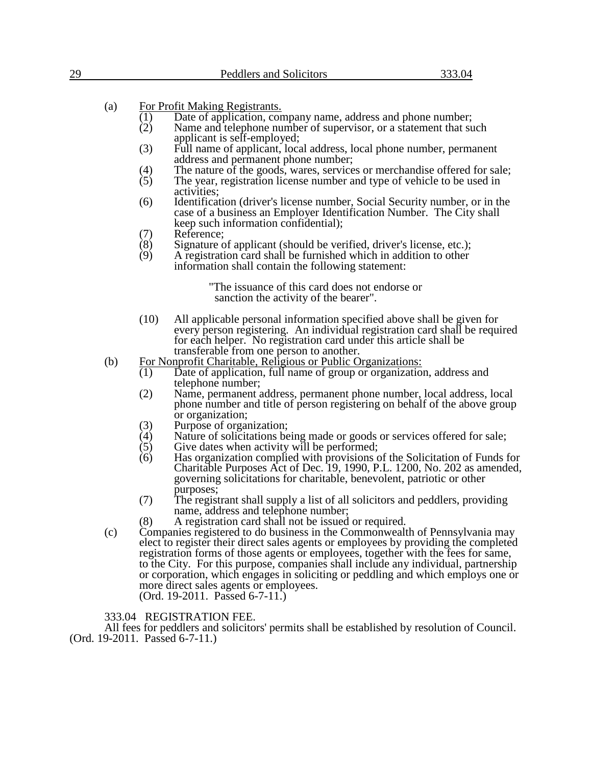(a) For Profit Making Registrants.

(1) Date of application, company name, address and phone number;

(2) Name and telephone number of supervisor, or a statement that such applicant is self-employed;

(3) Full name of applicant, local address, local phone number, permanent address and permanent phone number;

(4) The nature of the goods, wares, services or merchandise offered for sale;

(5) The year, registration license number and type of vehicle to be used in activities;

(6) Identification (driver's license number, Social Security number, or in the case of a business an Employer Identification Number. The City shall keep such information confidential);

(7) Reference;

(8) Signature of applicant (should be verified, driver's license, etc.);

(9) A registration card shall be furnished which in addition to other information shall contain the following statement:

> "The issuance of this card does not endorse or sanction the activity of the bearer".

(10) All applicable personal information specified above shall be given for every person registering. An individual registration card shall be required for each helper. No registration card under this article shall be transferable from one person to another.

(b) For Nonprofit Charitable, Religious or Public Organizations:

(1) Date of application, full name of group or organization, address and telephone number;

(2) Name, permanent address, permanent phone number, local address, local phone number and title of person registering on behalf of the above group or organization;

(3) Purpose of organization;

(4) Nature of solicitations being made or goods or services offered for sale;

(5) Give dates when activity will be performed;

(6) Has organization complied with provisions of the Solicitation of Funds for Charitable Purposes Act of Dec. 19, 1990, P.L. 1200, No. 202 as amended, governing solicitations for charitable, benevolent, patriotic or other purposes;

(7) The registrant shall supply a list of all solicitors and peddlers, providing name, address and telephone number;

(8) A registration card shall not be issued or required.

(c) Companies registered to do business in the Commonwealth of Pennsylvania may elect to register their direct sales agents or employees by providing the completed registration forms of those agents or employees, together with the fees for same, to the City. For this purpose, companies shall include any individual, partnership or corporation, which engages in soliciting or peddling and which employs one or more direct sales agents or employees.
(Ord. 19-2011. Passed 6-7-11.)

### 333.04 REGISTRATION FEE.

All fees for peddlers and solicitors' permits shall be established by resolution of Council.
(Ord. 19-2011. Passed 6-7-11.)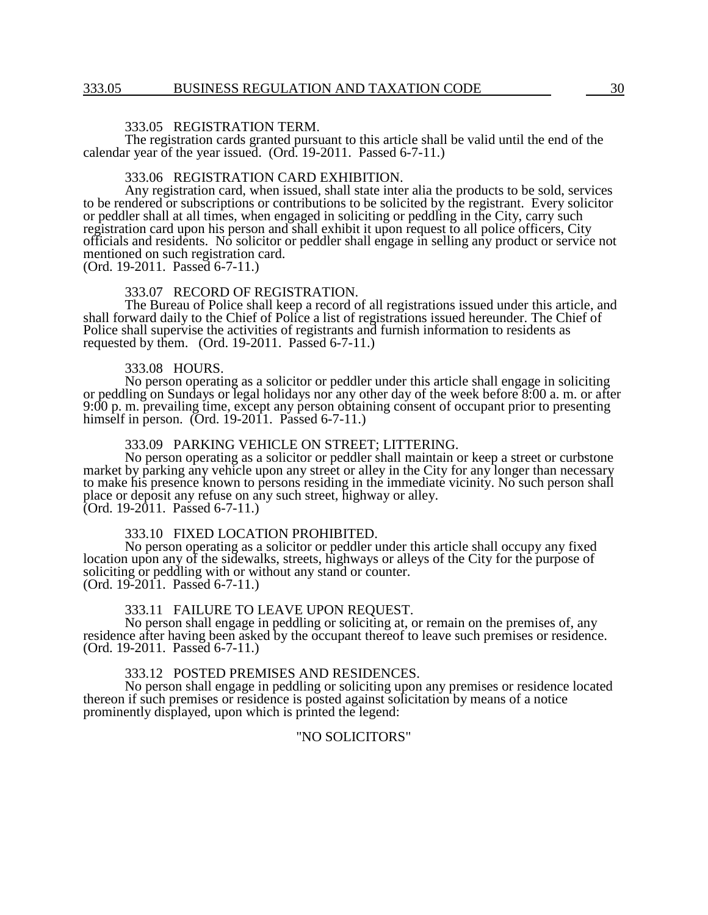### 333.05 REGISTRATION TERM.

The registration cards granted pursuant to this article shall be valid until the end of the calendar year of the year issued. (Ord. 19-2011. Passed 6-7-11.)

### 333.06 REGISTRATION CARD EXHIBITION.

Any registration card, when issued, shall state inter alia the products to be sold, services to be rendered or subscriptions or contributions to be solicited by the registrant. Every solicitor or peddler shall at all times, when engaged in soliciting or peddling in the City, carry such registration card upon his person and shall exhibit it upon request to all police officers, City officials and residents. No solicitor or peddler shall engage in selling any product or service not mentioned on such registration card.
(Ord. 19-2011. Passed 6-7-11.)

### 333.07 RECORD OF REGISTRATION.

The Bureau of Police shall keep a record of all registrations issued under this article, and shall forward daily to the Chief of Police a list of registrations issued hereunder. The Chief of Police shall supervise the activities of registrants and furnish information to residents as requested by them. (Ord. 19-2011. Passed 6-7-11.)

### 333.08 HOURS.

No person operating as a solicitor or peddler under this article shall engage in soliciting or peddling on Sundays or legal holidays nor any other day of the week before 8:00 a. m. or after 9:00 p. m. prevailing time, except any person obtaining consent of occupant prior to presenting himself in person. (Ord. 19-2011. Passed 6-7-11.)

### 333.09 PARKING VEHICLE ON STREET; LITTERING.

No person operating as a solicitor or peddler shall maintain or keep a street or curbstone market by parking any vehicle upon any street or alley in the City for any longer than necessary to make his presence known to persons residing in the immediate vicinity. No such person shall place or deposit any refuse on any such street, highway or alley.
(Ord. 19-2011. Passed 6-7-11.)

### 333.10 FIXED LOCATION PROHIBITED.

No person operating as a solicitor or peddler under this article shall occupy any fixed location upon any of the sidewalks, streets, highways or alleys of the City for the purpose of soliciting or peddling with or without any stand or counter.
(Ord. 19-2011. Passed 6-7-11.)

### 333.11 FAILURE TO LEAVE UPON REQUEST.

No person shall engage in peddling or soliciting at, or remain on the premises of, any residence after having been asked by the occupant thereof to leave such premises or residence.
(Ord. 19-2011. Passed 6-7-11.)

### 333.12 POSTED PREMISES AND RESIDENCES.

No person shall engage in peddling or soliciting upon any premises or residence located thereon if such premises or residence is posted against solicitation by means of a notice prominently displayed, upon which is printed the legend:

"NO SOLICITORS"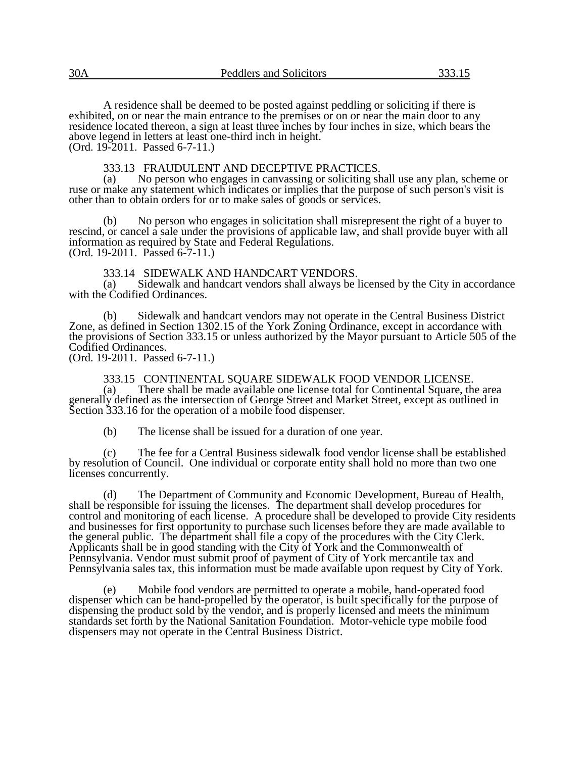A residence shall be deemed to be posted against peddling or soliciting if there is exhibited, on or near the main entrance to the premises or on or near the main door to any residence located thereon, a sign at least three inches by four inches in size, which bears the above legend in letters at least one-third inch in height.
(Ord. 19-2011. Passed 6-7-11.)

333.13 FRAUDULENT AND DECEPTIVE PRACTICES.

(a) No person who engages in canvassing or soliciting shall use any plan, scheme or ruse or make any statement which indicates or implies that the purpose of such person's visit is other than to obtain orders for or to make sales of goods or services.

(b) No person who engages in solicitation shall misrepresent the right of a buyer to rescind, or cancel a sale under the provisions of applicable law, and shall provide buyer with all information as required by State and Federal Regulations.
(Ord. 19-2011. Passed 6-7-11.)

333.14 SIDEWALK AND HANDCART VENDORS.

(a) Sidewalk and handcart vendors shall always be licensed by the City in accordance with the Codified Ordinances.

(b) Sidewalk and handcart vendors may not operate in the Central Business District Zone, as defined in Section 1302.15 of the York Zoning Ordinance, except in accordance with the provisions of Section 333.15 or unless authorized by the Mayor pursuant to Article 505 of the Codified Ordinances.
(Ord. 19-2011. Passed 6-7-11.)

333.15 CONTINENTAL SQUARE SIDEWALK FOOD VENDOR LICENSE.

(a) There shall be made available one license total for Continental Square, the area generally defined as the intersection of George Street and Market Street, except as outlined in Section 333.16 for the operation of a mobile food dispenser.

(b) The license shall be issued for a duration of one year.

(c) The fee for a Central Business sidewalk food vendor license shall be established by resolution of Council. One individual or corporate entity shall hold no more than two one licenses concurrently.

(d) The Department of Community and Economic Development, Bureau of Health, shall be responsible for issuing the licenses. The department shall develop procedures for control and monitoring of each license. A procedure shall be developed to provide City residents and businesses for first opportunity to purchase such licenses before they are made available to the general public. The department shall file a copy of the procedures with the City Clerk. Applicants shall be in good standing with the City of York and the Commonwealth of Pennsylvania. Vendor must submit proof of payment of City of York mercantile tax and Pennsylvania sales tax, this information must be made available upon request by City of York.

(e) Mobile food vendors are permitted to operate a mobile, hand-operated food dispenser which can be hand-propelled by the operator, is built specifically for the purpose of dispensing the product sold by the vendor, and is properly licensed and meets the minimum standards set forth by the National Sanitation Foundation. Motor-vehicle type mobile food dispensers may not operate in the Central Business District.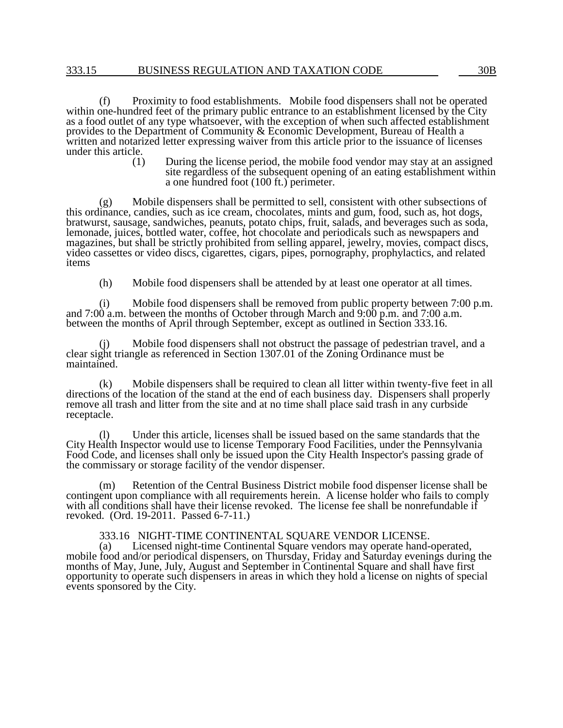(f) Proximity to food establishments. Mobile food dispensers shall not be operated within one-hundred feet of the primary public entrance to an establishment licensed by the City as a food outlet of any type whatsoever, with the exception of when such affected establishment provides to the Department of Community & Economic Development, Bureau of Health a written and notarized letter expressing waiver from this article prior to the issuance of licenses under this article.

(1) During the license period, the mobile food vendor may stay at an assigned site regardless of the subsequent opening of an eating establishment within a one hundred foot (100 ft.) perimeter.

(g) Mobile dispensers shall be permitted to sell, consistent with other subsections of this ordinance, candies, such as ice cream, chocolates, mints and gum, food, such as, hot dogs, bratwurst, sausage, sandwiches, peanuts, potato chips, fruit, salads, and beverages such as soda, lemonade, juices, bottled water, coffee, hot chocolate and periodicals such as newspapers and magazines, but shall be strictly prohibited from selling apparel, jewelry, movies, compact discs, video cassettes or video discs, cigarettes, cigars, pipes, pornography, prophylactics, and related items

(h) Mobile food dispensers shall be attended by at least one operator at all times.

(i) Mobile food dispensers shall be removed from public property between 7:00 p.m. and 7:00 a.m. between the months of October through March and 9:00 p.m. and 7:00 a.m. between the months of April through September, except as outlined in Section 333.16.

(j) Mobile food dispensers shall not obstruct the passage of pedestrian travel, and a clear sight triangle as referenced in Section 1307.01 of the Zoning Ordinance must be maintained.

(k) Mobile dispensers shall be required to clean all litter within twenty-five feet in all directions of the location of the stand at the end of each business day. Dispensers shall properly remove all trash and litter from the site and at no time shall place said trash in any curbside receptacle.

(l) Under this article, licenses shall be issued based on the same standards that the City Health Inspector would use to license Temporary Food Facilities, under the Pennsylvania Food Code, and licenses shall only be issued upon the City Health Inspector's passing grade of the commissary or storage facility of the vendor dispenser.

(m) Retention of the Central Business District mobile food dispenser license shall be contingent upon compliance with all requirements herein. A license holder who fails to comply with all conditions shall have their license revoked. The license fee shall be nonrefundable if revoked. (Ord. 19-2011. Passed 6-7-11.)

333.16 NIGHT-TIME CONTINENTAL SQUARE VENDOR LICENSE.

(a) Licensed night-time Continental Square vendors may operate hand-operated, mobile food and/or periodical dispensers, on Thursday, Friday and Saturday evenings during the months of May, June, July, August and September in Continental Square and shall have first opportunity to operate such dispensers in areas in which they hold a license on nights of special events sponsored by the City.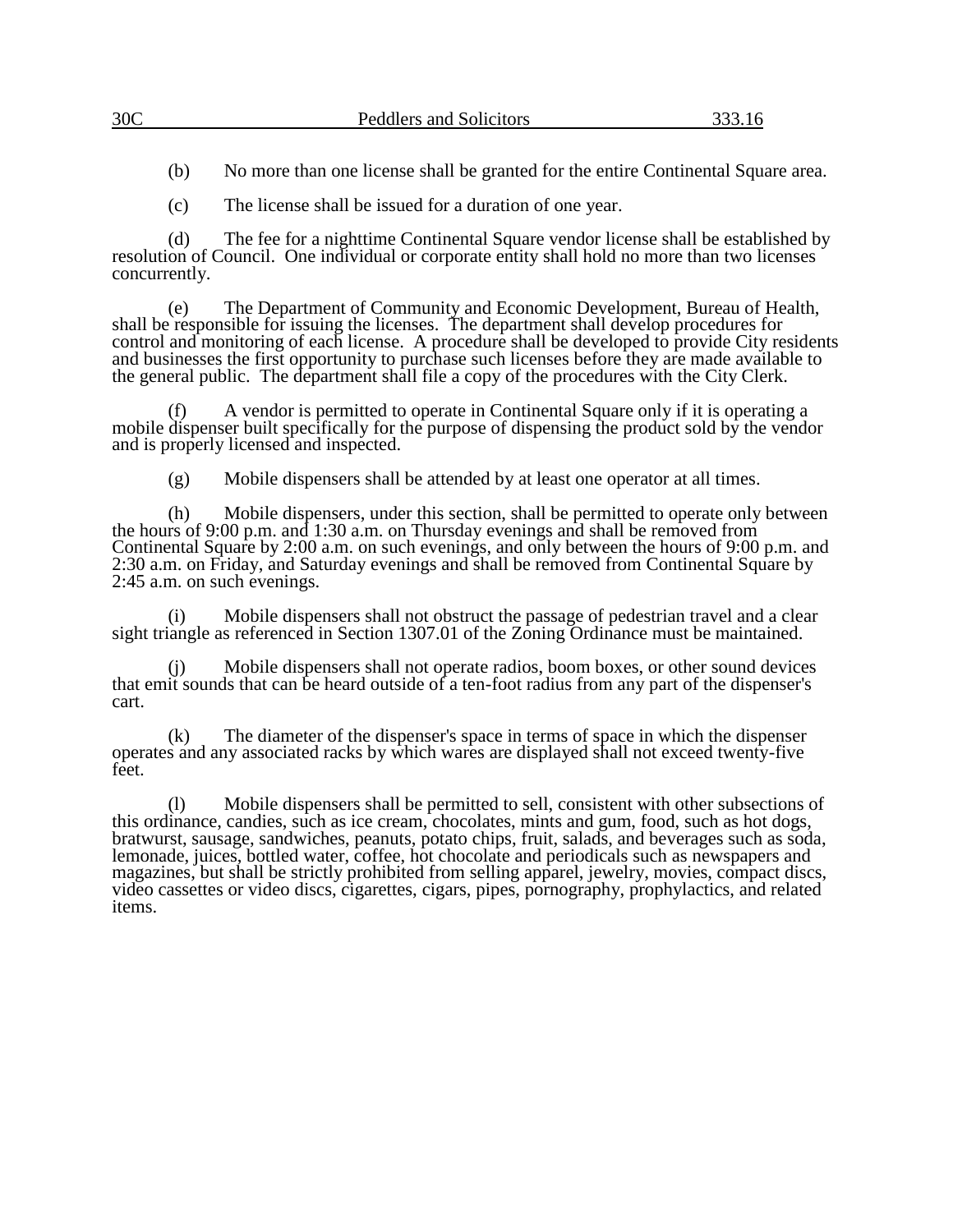(b) No more than one license shall be granted for the entire Continental Square area.

(c) The license shall be issued for a duration of one year.

(d) The fee for a nighttime Continental Square vendor license shall be established by resolution of Council. One individual or corporate entity shall hold no more than two licenses concurrently.

(e) The Department of Community and Economic Development, Bureau of Health, shall be responsible for issuing the licenses. The department shall develop procedures for control and monitoring of each license. A procedure shall be developed to provide City residents and businesses the first opportunity to purchase such licenses before they are made available to the general public. The department shall file a copy of the procedures with the City Clerk.

(f) A vendor is permitted to operate in Continental Square only if it is operating a mobile dispenser built specifically for the purpose of dispensing the product sold by the vendor and is properly licensed and inspected.

(g) Mobile dispensers shall be attended by at least one operator at all times.

(h) Mobile dispensers, under this section, shall be permitted to operate only between the hours of 9:00 p.m. and 1:30 a.m. on Thursday evenings and shall be removed from Continental Square by 2:00 a.m. on such evenings, and only between the hours of 9:00 p.m. and 2:30 a.m. on Friday, and Saturday evenings and shall be removed from Continental Square by 2:45 a.m. on such evenings.

(i) Mobile dispensers shall not obstruct the passage of pedestrian travel and a clear sight triangle as referenced in Section 1307.01 of the Zoning Ordinance must be maintained.

(j) Mobile dispensers shall not operate radios, boom boxes, or other sound devices that emit sounds that can be heard outside of a ten-foot radius from any part of the dispenser's cart.

(k) The diameter of the dispenser's space in terms of space in which the dispenser operates and any associated racks by which wares are displayed shall not exceed twenty-five feet.

(l) Mobile dispensers shall be permitted to sell, consistent with other subsections of this ordinance, candies, such as ice cream, chocolates, mints and gum, food, such as hot dogs, bratwurst, sausage, sandwiches, peanuts, potato chips, fruit, salads, and beverages such as soda, lemonade, juices, bottled water, coffee, hot chocolate and periodicals such as newspapers and magazines, but shall be strictly prohibited from selling apparel, jewelry, movies, compact discs, video cassettes or video discs, cigarettes, cigars, pipes, pornography, prophylactics, and related items.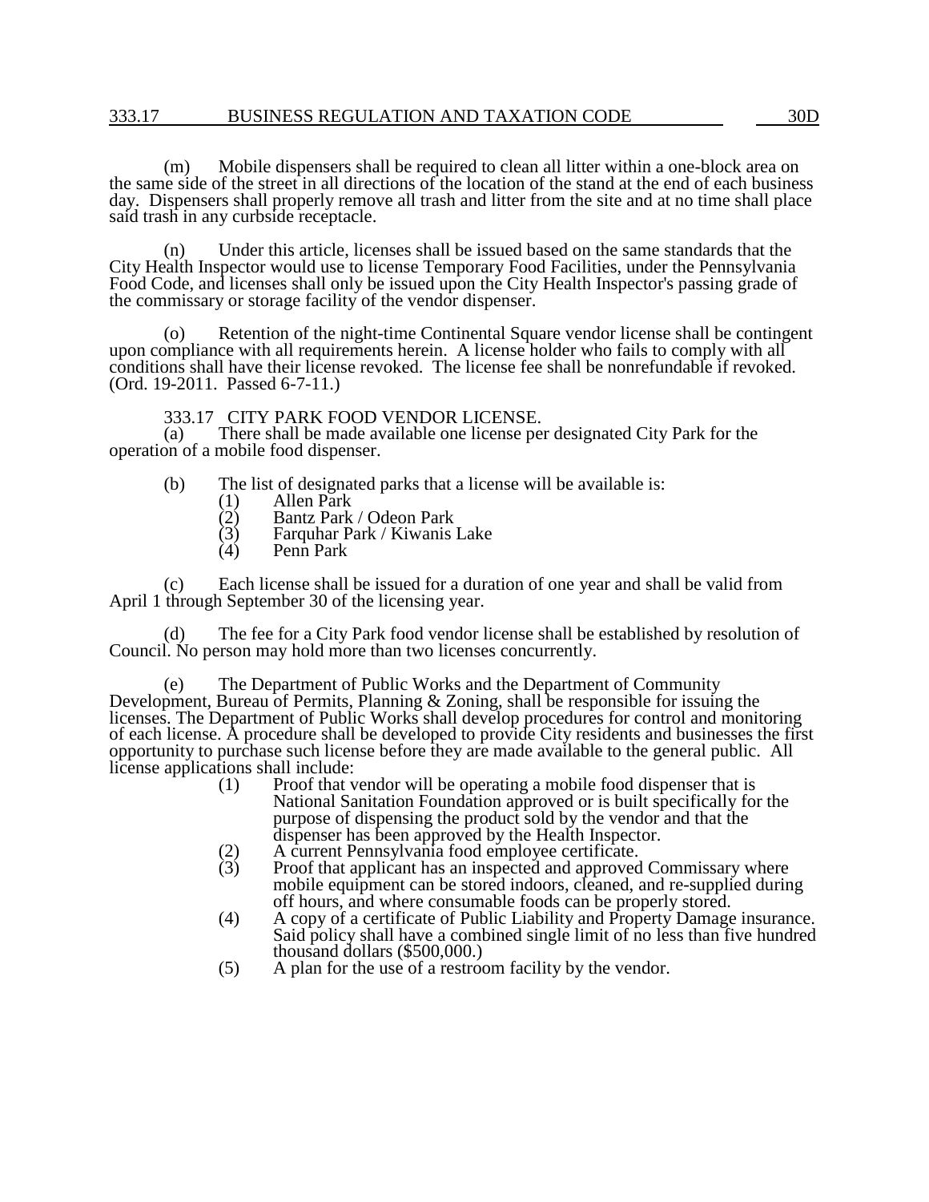(m) Mobile dispensers shall be required to clean all litter within a one-block area on the same side of the street in all directions of the location of the stand at the end of each business day. Dispensers shall properly remove all trash and litter from the site and at no time shall place said trash in any curbside receptacle.

(n) Under this article, licenses shall be issued based on the same standards that the City Health Inspector would use to license Temporary Food Facilities, under the Pennsylvania Food Code, and licenses shall only be issued upon the City Health Inspector's passing grade of the commissary or storage facility of the vendor dispenser.

(o) Retention of the night-time Continental Square vendor license shall be contingent upon compliance with all requirements herein. A license holder who fails to comply with all conditions shall have their license revoked. The license fee shall be nonrefundable if revoked. (Ord. 19-2011. Passed 6-7-11.)

### 333.17 CITY PARK FOOD VENDOR LICENSE.

(a) There shall be made available one license per designated City Park for the operation of a mobile food dispenser.

(b) The list of designated parks that a license will be available is:

- (1) Allen Park
- (2) Bantz Park / Odeon Park
- (3) Farquhar Park / Kiwanis Lake
- (4) Penn Park

(c) Each license shall be issued for a duration of one year and shall be valid from April 1 through September 30 of the licensing year.

(d) The fee for a City Park food vendor license shall be established by resolution of Council. No person may hold more than two licenses concurrently.

(e) The Department of Public Works and the Department of Community Development, Bureau of Permits, Planning & Zoning, shall be responsible for issuing the licenses. The Department of Public Works shall develop procedures for control and monitoring of each license. A procedure shall be developed to provide City residents and businesses the first opportunity to purchase such license before they are made available to the general public. All license applications shall include:

- (1) Proof that vendor will be operating a mobile food dispenser that is National Sanitation Foundation approved or is built specifically for the purpose of dispensing the product sold by the vendor and that the dispenser has been approved by the Health Inspector.
- (2) A current Pennsylvania food employee certificate.
- (3) Proof that applicant has an inspected and approved Commissary where mobile equipment can be stored indoors, cleaned, and re-supplied during off hours, and where consumable foods can be properly stored.
- (4) A copy of a certificate of Public Liability and Property Damage insurance. Said policy shall have a combined single limit of no less than five hundred thousand dollars ($500,000.)
- (5) A plan for the use of a restroom facility by the vendor.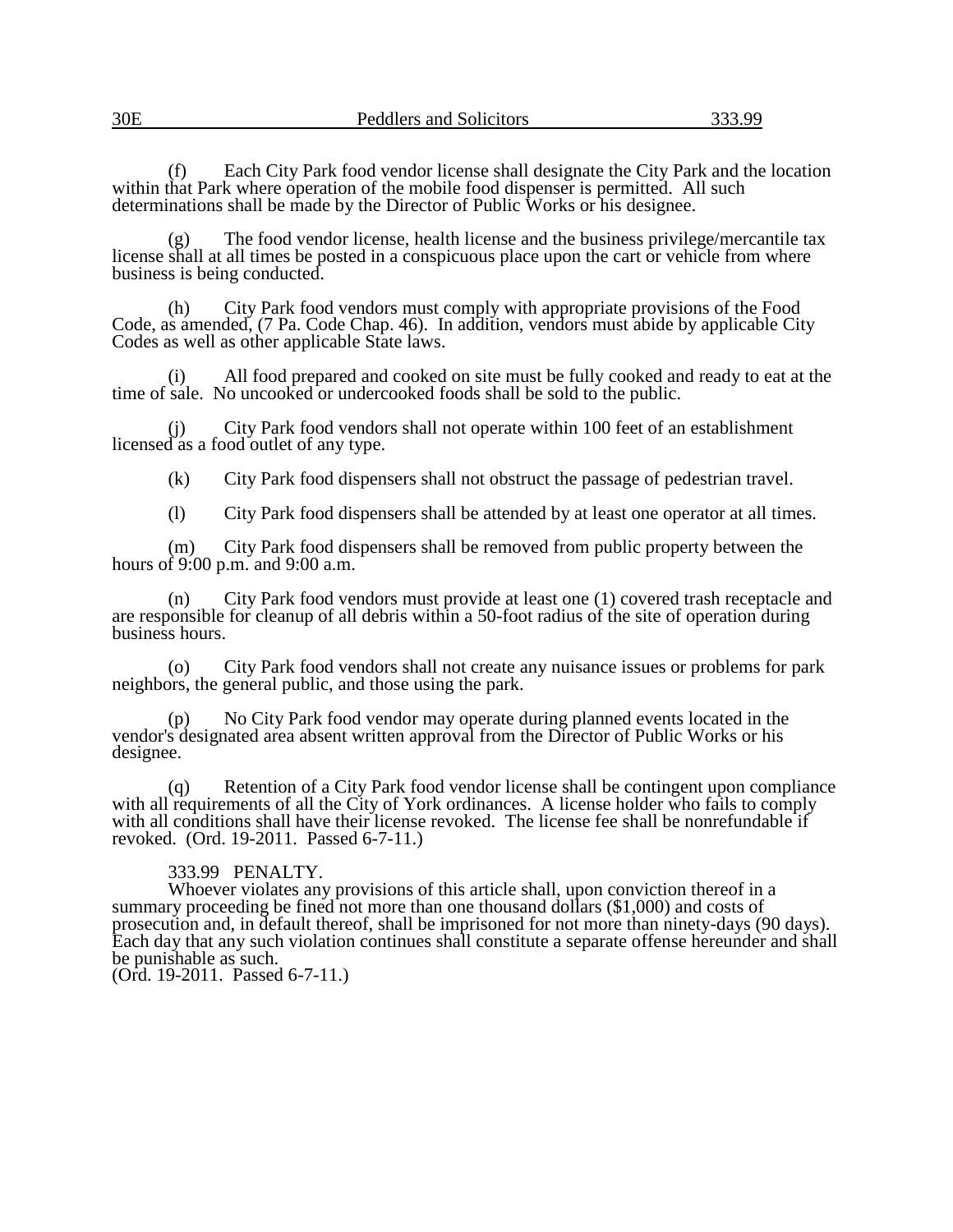(f) Each City Park food vendor license shall designate the City Park and the location within that Park where operation of the mobile food dispenser is permitted. All such determinations shall be made by the Director of Public Works or his designee.

(g) The food vendor license, health license and the business privilege/mercantile tax license shall at all times be posted in a conspicuous place upon the cart or vehicle from where business is being conducted.

(h) City Park food vendors must comply with appropriate provisions of the Food Code, as amended, (7 Pa. Code Chap. 46). In addition, vendors must abide by applicable City Codes as well as other applicable State laws.

(i) All food prepared and cooked on site must be fully cooked and ready to eat at the time of sale. No uncooked or undercooked foods shall be sold to the public.

(j) City Park food vendors shall not operate within 100 feet of an establishment licensed as a food outlet of any type.

(k) City Park food dispensers shall not obstruct the passage of pedestrian travel.

(l) City Park food dispensers shall be attended by at least one operator at all times.

(m) City Park food dispensers shall be removed from public property between the hours of 9:00 p.m. and 9:00 a.m.

(n) City Park food vendors must provide at least one (1) covered trash receptacle and are responsible for cleanup of all debris within a 50-foot radius of the site of operation during business hours.

(o) City Park food vendors shall not create any nuisance issues or problems for park neighbors, the general public, and those using the park.

(p) No City Park food vendor may operate during planned events located in the vendor's designated area absent written approval from the Director of Public Works or his designee.

(q) Retention of a City Park food vendor license shall be contingent upon compliance with all requirements of all the City of York ordinances. A license holder who fails to comply with all conditions shall have their license revoked. The license fee shall be nonrefundable if revoked. (Ord. 19-2011. Passed 6-7-11.)

### 333.99 PENALTY.

Whoever violates any provisions of this article shall, upon conviction thereof in a summary proceeding be fined not more than one thousand dollars ($1,000) and costs of prosecution and, in default thereof, shall be imprisoned for not more than ninety-days (90 days). Each day that any such violation continues shall constitute a separate offense hereunder and shall be punishable as such.
(Ord. 19-2011. Passed 6-7-11.)